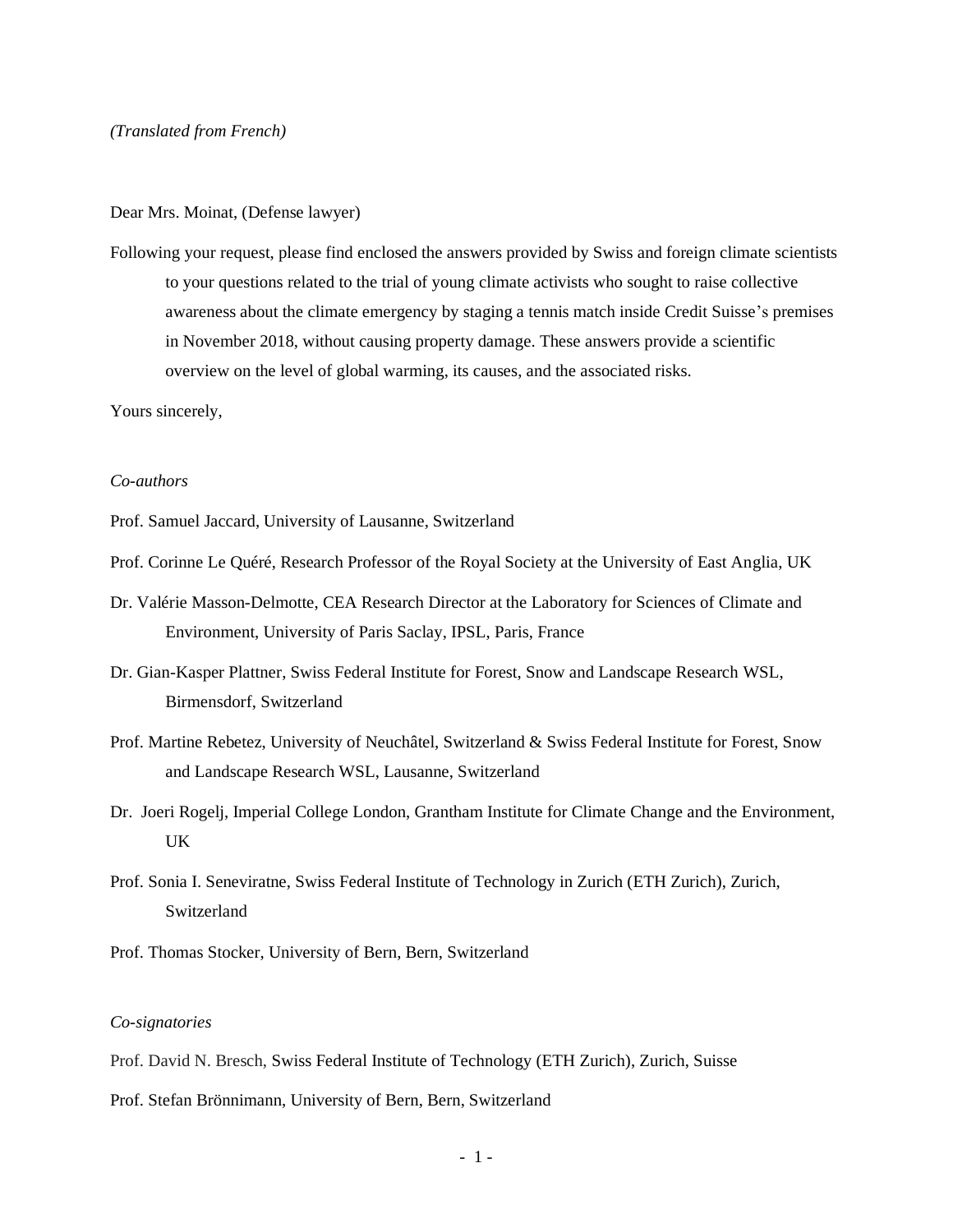*(Translated from French)*

Dear Mrs. Moinat, (Defense lawyer)

Following your request, please find enclosed the answers provided by Swiss and foreign climate scientists to your questions related to the trial of young climate activists who sought to raise collective awareness about the climate emergency by staging a tennis match inside Credit Suisse's premises in November 2018, without causing property damage. These answers provide a scientific overview on the level of global warming, its causes, and the associated risks.

Yours sincerely,

*Co-authors*

Prof. Samuel Jaccard, University of Lausanne, Switzerland

Prof. Corinne Le Quéré, Research Professor of the Royal Society at the University of East Anglia, UK

Dr. Valérie Masson-Delmotte, CEA Research Director at the Laboratory for Sciences of Climate and Environment, University of Paris Saclay, IPSL, Paris, France

Dr. Gian-Kasper Plattner, Swiss Federal Institute for Forest, Snow and Landscape Research WSL, Birmensdorf, Switzerland

Prof. Martine Rebetez, University of Neuchâtel, Switzerland & Swiss Federal Institute for Forest, Snow and Landscape Research WSL, Lausanne, Switzerland

Dr. Joeri Rogelj, Imperial College London, Grantham Institute for Climate Change and the Environment, UK

Prof. Sonia I. Seneviratne, Swiss Federal Institute of Technology in Zurich (ETH Zurich), Zurich, Switzerland

Prof. Thomas Stocker, University of Bern, Bern, Switzerland

*Co-signatories*

Prof. David N. Bresch, Swiss Federal Institute of Technology (ETH Zurich), Zurich, Suisse

Prof. Stefan Brönnimann, University of Bern, Bern, Switzerland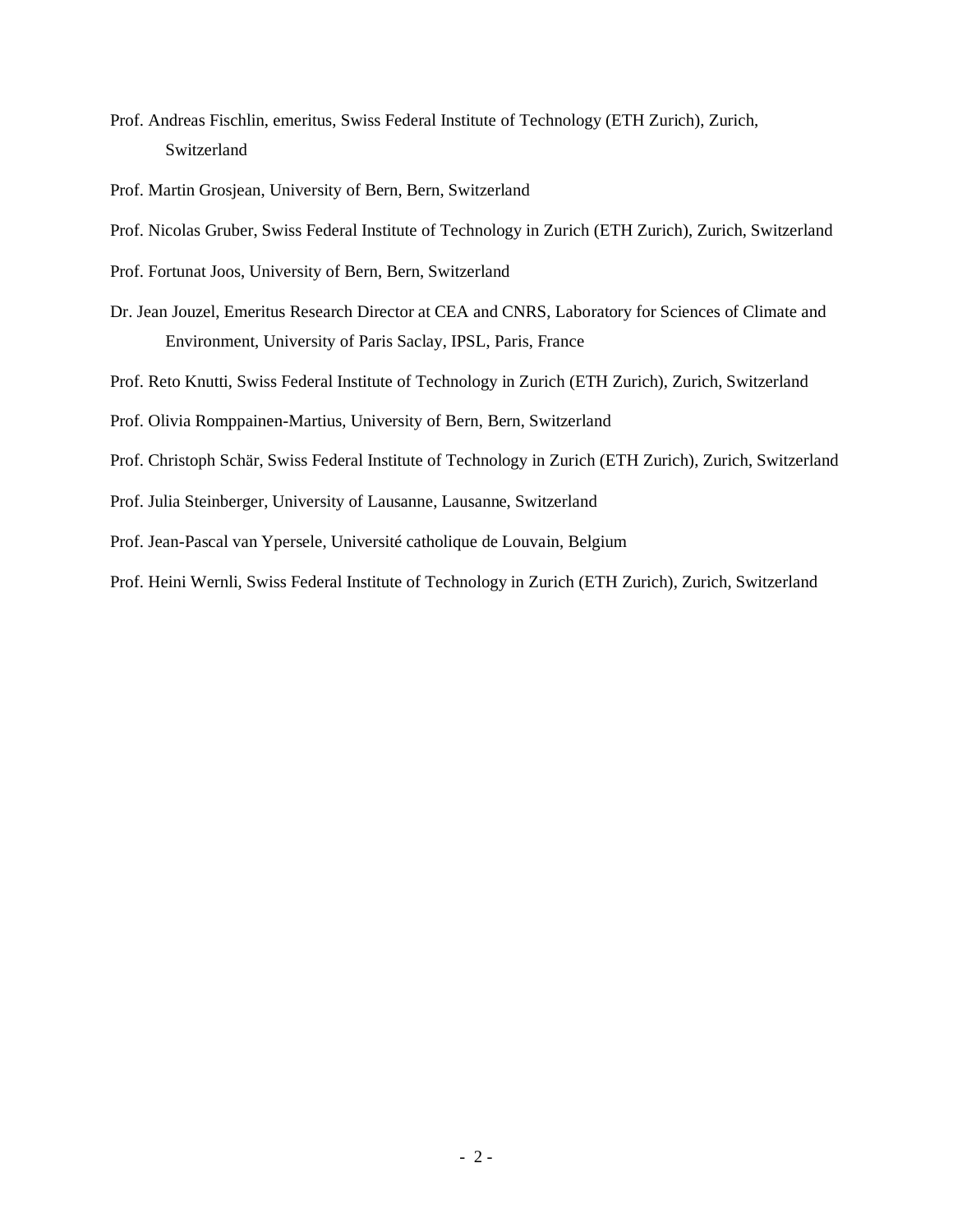Prof. Andreas Fischlin, emeritus, Swiss Federal Institute of Technology (ETH Zurich), Zurich, Switzerland

Prof. Martin Grosjean, University of Bern, Bern, Switzerland

Prof. Nicolas Gruber, Swiss Federal Institute of Technology in Zurich (ETH Zurich), Zurich, Switzerland

Prof. Fortunat Joos, University of Bern, Bern, Switzerland

Dr. Jean Jouzel, Emeritus Research Director at CEA and CNRS, Laboratory for Sciences of Climate and Environment, University of Paris Saclay, IPSL, Paris, France

Prof. Reto Knutti, Swiss Federal Institute of Technology in Zurich (ETH Zurich), Zurich, Switzerland

Prof. Olivia Romppainen-Martius, University of Bern, Bern, Switzerland

Prof. Christoph Schär, Swiss Federal Institute of Technology in Zurich (ETH Zurich), Zurich, Switzerland

Prof. Julia Steinberger, University of Lausanne, Lausanne, Switzerland

Prof. Jean-Pascal van Ypersele, Université catholique de Louvain, Belgium

Prof. Heini Wernli, Swiss Federal Institute of Technology in Zurich (ETH Zurich), Zurich, Switzerland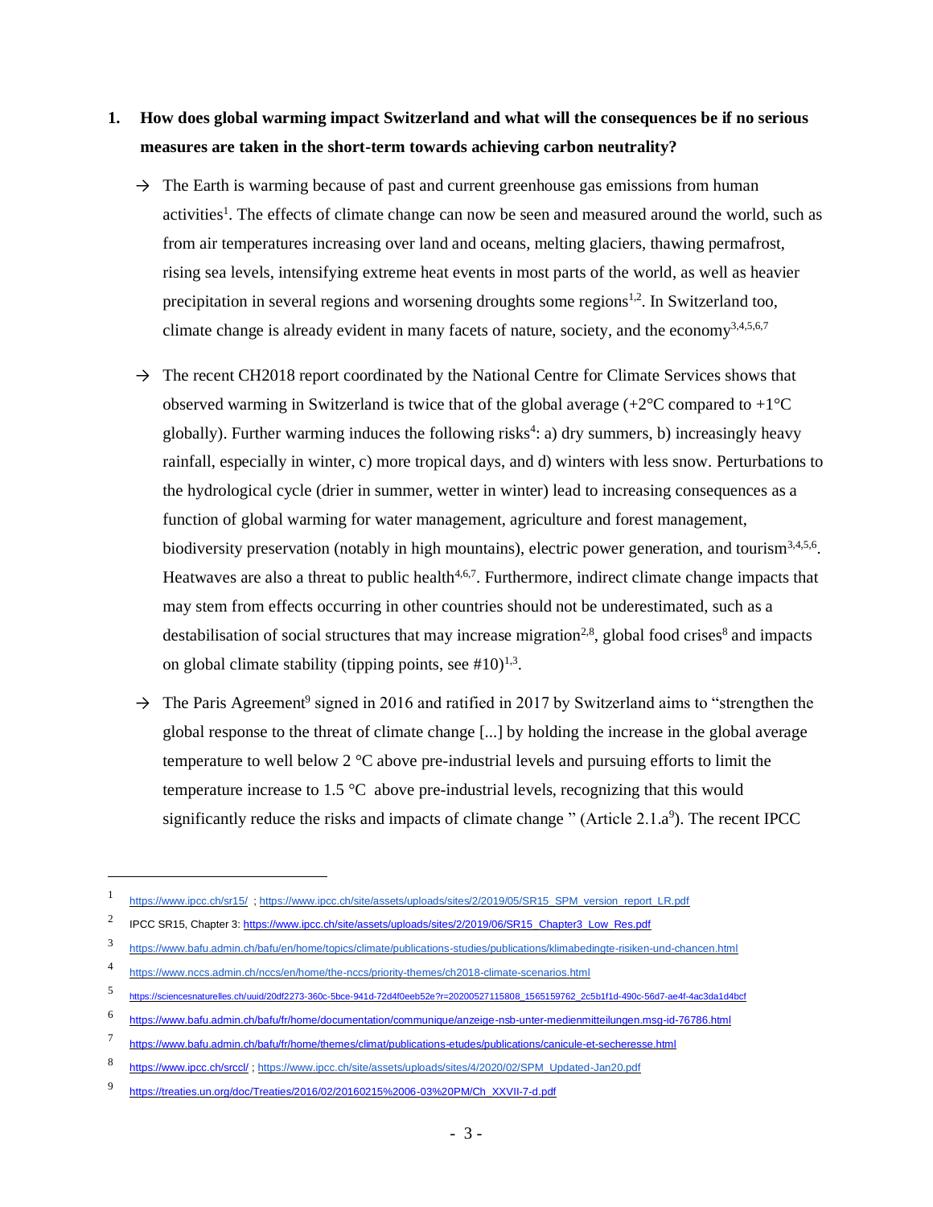1. **How does global warming impact Switzerland and what will the consequences be if no serious measures are taken in the short-term towards achieving carbon neutrality?**

→ The Earth is warming because of past and current greenhouse gas emissions from human activities[1]. The effects of climate change can now be seen and measured around the world, such as from air temperatures increasing over land and oceans, melting glaciers, thawing permafrost, rising sea levels, intensifying extreme heat events in most parts of the world, as well as heavier precipitation in several regions and worsening droughts some regions[1,2]. In Switzerland too, climate change is already evident in many facets of nature, society, and the economy[3,4,5,6,7]

→ The recent CH2018 report coordinated by the National Centre for Climate Services shows that observed warming in Switzerland is twice that of the global average (+2°C compared to +1°C globally). Further warming induces the following risks[4]: a) dry summers, b) increasingly heavy rainfall, especially in winter, c) more tropical days, and d) winters with less snow. Perturbations to the hydrological cycle (drier in summer, wetter in winter) lead to increasing consequences as a function of global warming for water management, agriculture and forest management, biodiversity preservation (notably in high mountains), electric power generation, and tourism[3,4,5,6]. Heatwaves are also a threat to public health[4,6,7]. Furthermore, indirect climate change impacts that may stem from effects occurring in other countries should not be underestimated, such as a destabilisation of social structures that may increase migration[2,8], global food crises[8] and impacts on global climate stability (tipping points, see #10)[1,3].

→ The Paris Agreement[9] signed in 2016 and ratified in 2017 by Switzerland aims to "strengthen the global response to the threat of climate change [...] by holding the increase in the global average temperature to well below 2 °C above pre-industrial levels and pursuing efforts to limit the temperature increase to 1.5 °C above pre-industrial levels, recognizing that this would significantly reduce the risks and impacts of climate change " (Article 2.1.a[9]). The recent IPCC

---

1. https://www.ipcc.ch/sr15/ ; https://www.ipcc.ch/site/assets/uploads/sites/2/2019/05/SR15_SPM_version_report_LR.pdf
2. IPCC SR15, Chapter 3: https://www.ipcc.ch/site/assets/uploads/sites/2/2019/06/SR15_Chapter3_Low_Res.pdf
3. https://www.bafu.admin.ch/bafu/en/home/topics/climate/publications-studies/publications/klimabedingte-risiken-und-chancen.html
4. https://www.nccs.admin.ch/nccs/en/home/the-nccs/priority-themes/ch2018-climate-scenarios.html
5. https://sciencesnaturelles.ch/uuid/20df2273-360c-5bce-941d-72d4f0eeb52e?r=20200527115808_1565159762_2c5b1f1d-490c-56d7-ae4f-4ac3da1d4bcf
6. https://www.bafu.admin.ch/bafu/fr/home/documentation/communique/anzeige-nsb-unter-medienmitteilungen.msg-id-76786.html
7. https://www.bafu.admin.ch/bafu/fr/home/themes/climat/publications-etudes/publications/canicule-et-secheresse.html
8. https://www.ipcc.ch/srccl/ ; https://www.ipcc.ch/site/assets/uploads/sites/4/2020/02/SPM_Updated-Jan20.pdf
9. https://treaties.un.org/doc/Treaties/2016/02/20160215%2006-03%20PM/Ch_XXVII-7-d.pdf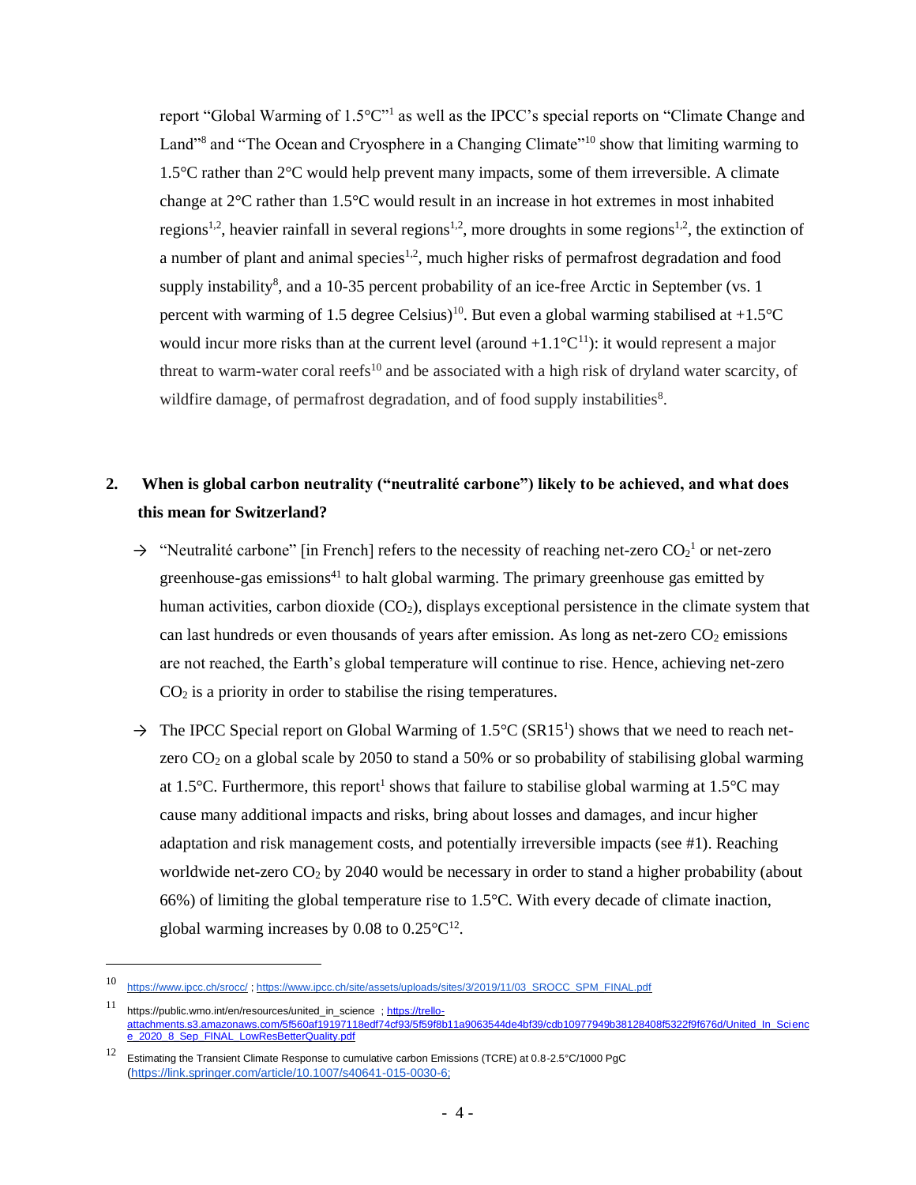report "Global Warming of 1.5°C"[1] as well as the IPCC's special reports on "Climate Change and Land"[8] and "The Ocean and Cryosphere in a Changing Climate"[10] show that limiting warming to 1.5°C rather than 2°C would help prevent many impacts, some of them irreversible. A climate change at 2°C rather than 1.5°C would result in an increase in hot extremes in most inhabited regions[1,2], heavier rainfall in several regions[1,2], more droughts in some regions[1,2], the extinction of a number of plant and animal species[1,2], much higher risks of permafrost degradation and food supply instability[8], and a 10-35 percent probability of an ice-free Arctic in September (vs. 1 percent with warming of 1.5 degree Celsius)[10]. But even a global warming stabilised at +1.5°C would incur more risks than at the current level (around +1.1°C[11]): it would represent a major threat to warm-water coral reefs[10] and be associated with a high risk of dryland water scarcity, of wildfire damage, of permafrost degradation, and of food supply instabilities[8].

## 2. When is global carbon neutrality ("neutralité carbone") likely to be achieved, and what does this mean for Switzerland?

→ "Neutralité carbone" [in French] refers to the necessity of reaching net-zero $CO_2$[1] or net-zero greenhouse-gas emissions[41] to halt global warming. The primary greenhouse gas emitted by human activities, carbon dioxide ($CO_2$), displays exceptional persistence in the climate system that can last hundreds or even thousands of years after emission. As long as net-zero $CO_2$ emissions are not reached, the Earth's global temperature will continue to rise. Hence, achieving net-zero $CO_2$ is a priority in order to stabilise the rising temperatures.

→ The IPCC Special report on Global Warming of 1.5°C (SR15[1]) shows that we need to reach net-zero $CO_2$ on a global scale by 2050 to stand a 50% or so probability of stabilising global warming at 1.5°C. Furthermore, this report[1] shows that failure to stabilise global warming at 1.5°C may cause many additional impacts and risks, bring about losses and damages, and incur higher adaptation and risk management costs, and potentially irreversible impacts (see #1). Reaching worldwide net-zero $CO_2$ by 2040 would be necessary in order to stand a higher probability (about 66%) of limiting the global temperature rise to 1.5°C. With every decade of climate inaction, global warming increases by 0.08 to 0.25°C[12].

---

[10] https://www.ipcc.ch/srocc/ ; https://www.ipcc.ch/site/assets/uploads/sites/3/2019/11/03_SROCC_SPM_FINAL.pdf

[11] https://public.wmo.int/en/resources/united_in_science ; https://trello-attachments.s3.amazonaws.com/5f560af19197118edf74cf93/5f59f8b11a9063544de4bf39/cdb10977949b38128408f5322f9f676d/United_In_Science_2020_8_Sep_FINAL_LowResBetterQuality.pdf

[12] Estimating the Transient Climate Response to cumulative carbon Emissions (TCRE) at 0.8-2.5°C/1000 PgC (https://link.springer.com/article/10.1007/s40641-015-0030-6;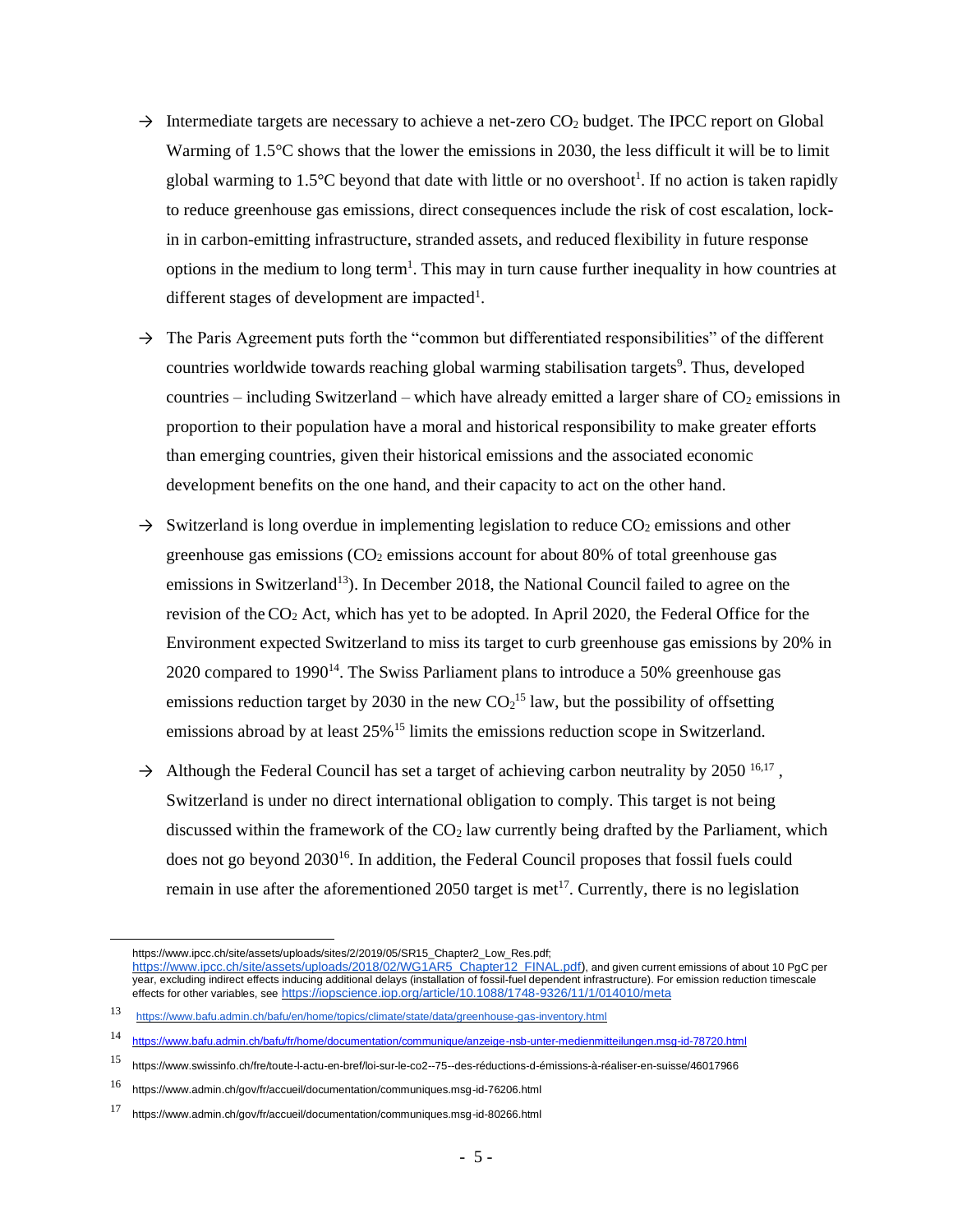- → Intermediate targets are necessary to achieve a net-zero $CO_2$ budget. The IPCC report on Global Warming of 1.5°C shows that the lower the emissions in 2030, the less difficult it will be to limit global warming to 1.5°C beyond that date with little or no overshoot[1]. If no action is taken rapidly to reduce greenhouse gas emissions, direct consequences include the risk of cost escalation, lock-in in carbon-emitting infrastructure, stranded assets, and reduced flexibility in future response options in the medium to long term[1]. This may in turn cause further inequality in how countries at different stages of development are impacted[1].

- → The Paris Agreement puts forth the "common but differentiated responsibilities" of the different countries worldwide towards reaching global warming stabilisation targets[9]. Thus, developed countries – including Switzerland – which have already emitted a larger share of $CO_2$ emissions in proportion to their population have a moral and historical responsibility to make greater efforts than emerging countries, given their historical emissions and the associated economic development benefits on the one hand, and their capacity to act on the other hand.

- → Switzerland is long overdue in implementing legislation to reduce $CO_2$ emissions and other greenhouse gas emissions ($CO_2$ emissions account for about 80% of total greenhouse gas emissions in Switzerland[13]). In December 2018, the National Council failed to agree on the revision of the $CO_2$ Act, which has yet to be adopted. In April 2020, the Federal Office for the Environment expected Switzerland to miss its target to curb greenhouse gas emissions by 20% in 2020 compared to 1990[14]. The Swiss Parliament plans to introduce a 50% greenhouse gas emissions reduction target by 2030 in the new $CO_2$[15] law, but the possibility of offsetting emissions abroad by at least 25%[15] limits the emissions reduction scope in Switzerland.

- → Although the Federal Council has set a target of achieving carbon neutrality by 2050 [16,17], Switzerland is under no direct international obligation to comply. This target is not being discussed within the framework of the $CO_2$ law currently being drafted by the Parliament, which does not go beyond 2030[16]. In addition, the Federal Council proposes that fossil fuels could remain in use after the aforementioned 2050 target is met[17]. Currently, there is no legislation

---

https://www.ipcc.ch/site/assets/uploads/sites/2/2019/05/SR15_Chapter2_Low_Res.pdf; https://www.ipcc.ch/site/assets/uploads/2018/02/WG1AR5_Chapter12_FINAL.pdf), and given current emissions of about 10 PgC per year, excluding indirect effects inducing additional delays (installation of fossil-fuel dependent infrastructure). For emission reduction timescale effects for other variables, see https://iopscience.iop.org/article/10.1088/1748-9326/11/1/014010/meta

[13] https://www.bafu.admin.ch/bafu/en/home/topics/climate/state/data/greenhouse-gas-inventory.html

[14] https://www.bafu.admin.ch/bafu/fr/home/documentation/communique/anzeige-nsb-unter-medienmitteilungen.msg-id-78720.html

[15] https://www.swissinfo.ch/fre/toute-l-actu-en-bref/loi-sur-le-co2--75--des-réductions-d-émissions-à-réaliser-en-suisse/46017966

[16] https://www.admin.ch/gov/fr/accueil/documentation/communiques.msg-id-76206.html

[17] https://www.admin.ch/gov/fr/accueil/documentation/communiques.msg-id-80266.html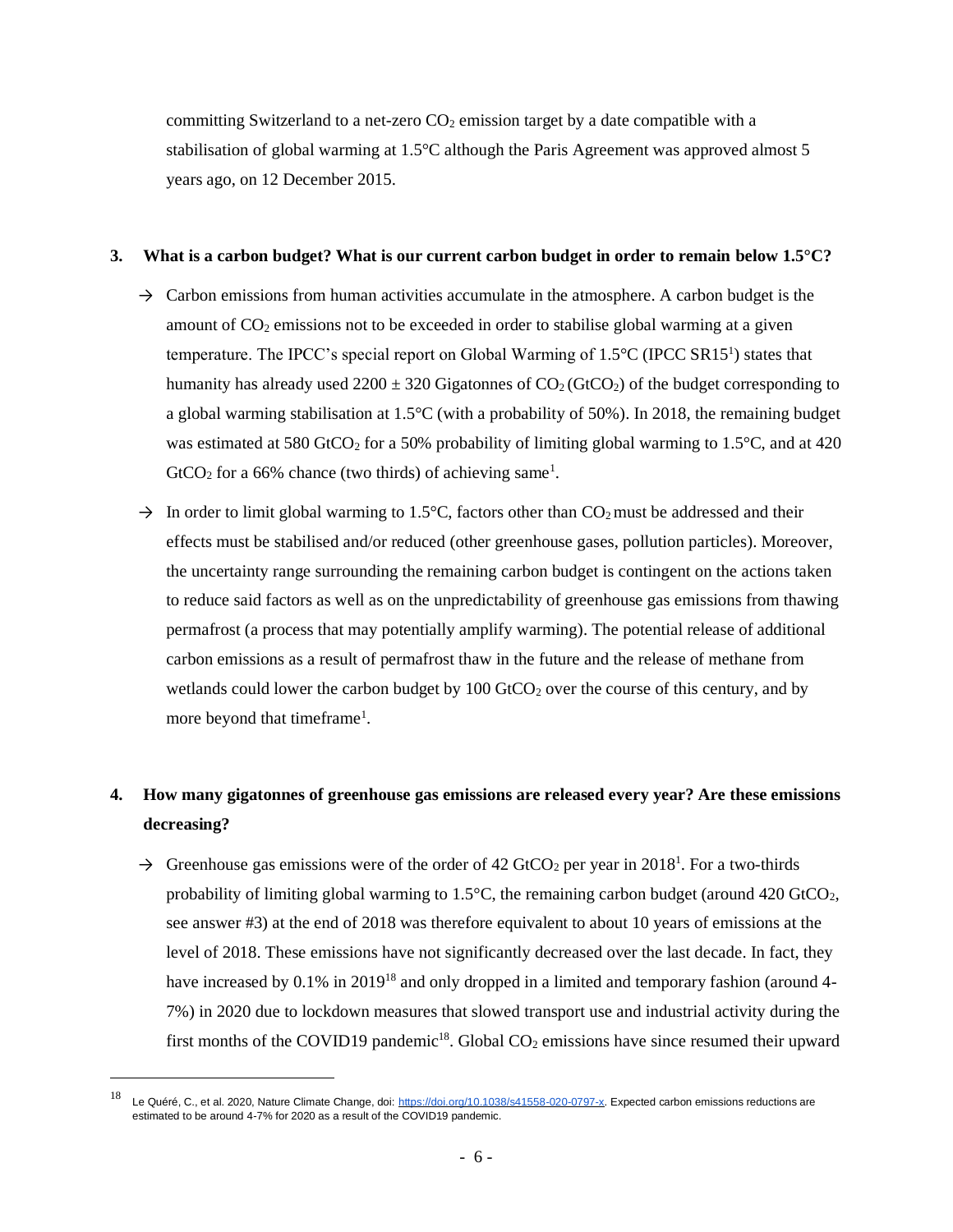committing Switzerland to a net-zero $CO_2$ emission target by a date compatible with a stabilisation of global warming at 1.5°C although the Paris Agreement was approved almost 5 years ago, on 12 December 2015.

**3. What is a carbon budget? What is our current carbon budget in order to remain below 1.5°C?**

→ Carbon emissions from human activities accumulate in the atmosphere. A carbon budget is the amount of $CO_2$ emissions not to be exceeded in order to stabilise global warming at a given temperature. The IPCC's special report on Global Warming of 1.5°C (IPCC SR15[1]) states that humanity has already used $2200 \pm 320$ Gigatonnes of $CO_2$ ($GtCO_2$) of the budget corresponding to a global warming stabilisation at 1.5°C (with a probability of 50%). In 2018, the remaining budget was estimated at 580 $GtCO_2$ for a 50% probability of limiting global warming to 1.5°C, and at 420 $GtCO_2$ for a 66% chance (two thirds) of achieving same[1].

→ In order to limit global warming to 1.5°C, factors other than $CO_2$ must be addressed and their effects must be stabilised and/or reduced (other greenhouse gases, pollution particles). Moreover, the uncertainty range surrounding the remaining carbon budget is contingent on the actions taken to reduce said factors as well as on the unpredictability of greenhouse gas emissions from thawing permafrost (a process that may potentially amplify warming). The potential release of additional carbon emissions as a result of permafrost thaw in the future and the release of methane from wetlands could lower the carbon budget by 100 $GtCO_2$ over the course of this century, and by more beyond that timeframe[1].

**4. How many gigatonnes of greenhouse gas emissions are released every year? Are these emissions decreasing?**

→ Greenhouse gas emissions were of the order of 42 $GtCO_2$ per year in 2018[1]. For a two-thirds probability of limiting global warming to 1.5°C, the remaining carbon budget (around 420 $GtCO_2$, see answer #3) at the end of 2018 was therefore equivalent to about 10 years of emissions at the level of 2018. These emissions have not significantly decreased over the last decade. In fact, they have increased by 0.1% in 2019[18] and only dropped in a limited and temporary fashion (around 4-7%) in 2020 due to lockdown measures that slowed transport use and industrial activity during the first months of the COVID19 pandemic[18]. Global $CO_2$ emissions have since resumed their upward

[18] Le Quéré, C., et al. 2020, Nature Climate Change, doi: https://doi.org/10.1038/s41558-020-0797-x. Expected carbon emissions reductions are estimated to be around 4-7% for 2020 as a result of the COVID19 pandemic.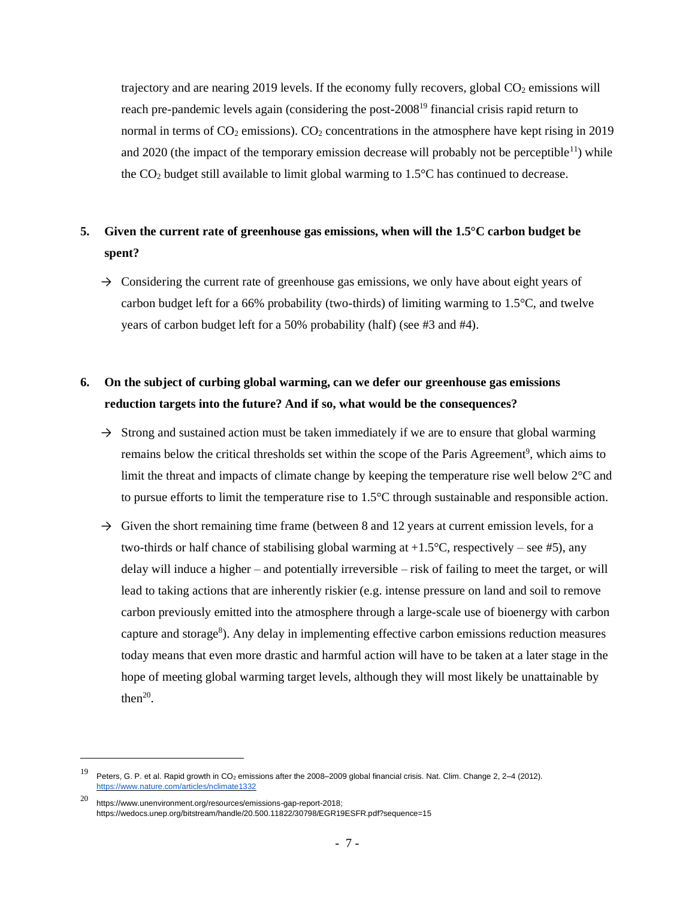trajectory and are nearing 2019 levels. If the economy fully recovers, global $CO_2$ emissions will reach pre-pandemic levels again (considering the post-2008[19] financial crisis rapid return to normal in terms of $CO_2$ emissions). $CO_2$ concentrations in the atmosphere have kept rising in 2019 and 2020 (the impact of the temporary emission decrease will probably not be perceptible[11]) while the $CO_2$ budget still available to limit global warming to 1.5°C has continued to decrease.

**5. Given the current rate of greenhouse gas emissions, when will the 1.5°C carbon budget be spent?**

→ Considering the current rate of greenhouse gas emissions, we only have about eight years of carbon budget left for a 66% probability (two-thirds) of limiting warming to 1.5°C, and twelve years of carbon budget left for a 50% probability (half) (see #3 and #4).

**6. On the subject of curbing global warming, can we defer our greenhouse gas emissions reduction targets into the future? And if so, what would be the consequences?**

→ Strong and sustained action must be taken immediately if we are to ensure that global warming remains below the critical thresholds set within the scope of the Paris Agreement[9], which aims to limit the threat and impacts of climate change by keeping the temperature rise well below 2°C and to pursue efforts to limit the temperature rise to 1.5°C through sustainable and responsible action.

→ Given the short remaining time frame (between 8 and 12 years at current emission levels, for a two-thirds or half chance of stabilising global warming at +1.5°C, respectively – see #5), any delay will induce a higher – and potentially irreversible – risk of failing to meet the target, or will lead to taking actions that are inherently riskier (e.g. intense pressure on land and soil to remove carbon previously emitted into the atmosphere through a large-scale use of bioenergy with carbon capture and storage[8]). Any delay in implementing effective carbon emissions reduction measures today means that even more drastic and harmful action will have to be taken at a later stage in the hope of meeting global warming target levels, although they will most likely be unattainable by then[20].

---

[19] Peters, G. P. et al. Rapid growth in $CO_2$ emissions after the 2008–2009 global financial crisis. Nat. Clim. Change 2, 2–4 (2012). https://www.nature.com/articles/nclimate1332

[20] https://www.unenvironment.org/resources/emissions-gap-report-2018; https://wedocs.unep.org/bitstream/handle/20.500.11822/30798/EGR19ESFR.pdf?sequence=15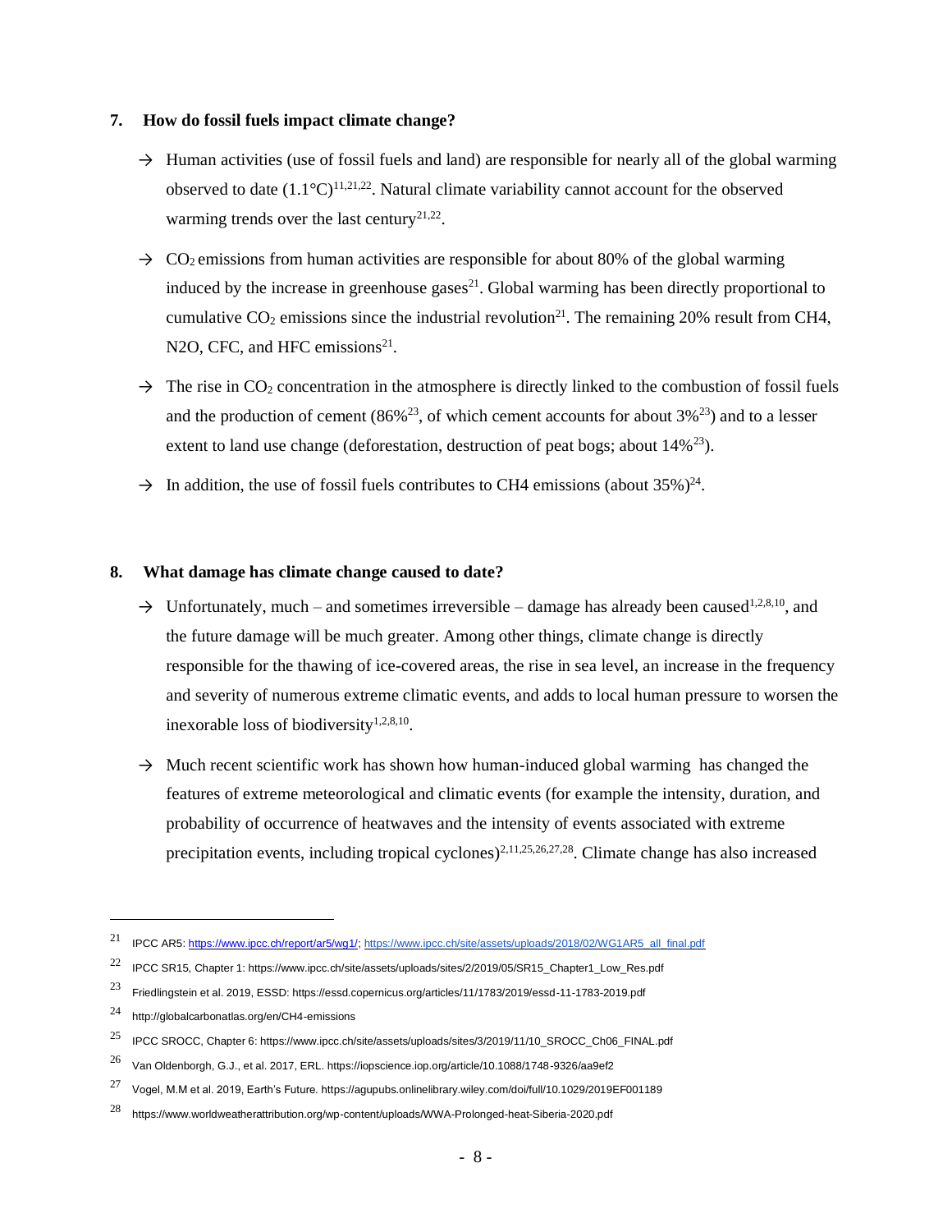**7. How do fossil fuels impact climate change?**

→ Human activities (use of fossil fuels and land) are responsible for nearly all of the global warming observed to date (1.1°C)[11,21,22]. Natural climate variability cannot account for the observed warming trends over the last century[21,22].

→ $CO_2$ emissions from human activities are responsible for about 80% of the global warming induced by the increase in greenhouse gases[21]. Global warming has been directly proportional to cumulative $CO_2$ emissions since the industrial revolution[21]. The remaining 20% result from CH4, N2O, CFC, and HFC emissions[21].

→ The rise in $CO_2$ concentration in the atmosphere is directly linked to the combustion of fossil fuels and the production of cement (86%[23], of which cement accounts for about 3%[23]) and to a lesser extent to land use change (deforestation, destruction of peat bogs; about 14%[23]).

→ In addition, the use of fossil fuels contributes to CH4 emissions (about 35%)[24].

**8. What damage has climate change caused to date?**

→ Unfortunately, much – and sometimes irreversible – damage has already been caused[1,2,8,10], and the future damage will be much greater. Among other things, climate change is directly responsible for the thawing of ice-covered areas, the rise in sea level, an increase in the frequency and severity of numerous extreme climatic events, and adds to local human pressure to worsen the inexorable loss of biodiversity[1,2,8,10].

→ Much recent scientific work has shown how human-induced global warming has changed the features of extreme meteorological and climatic events (for example the intensity, duration, and probability of occurrence of heatwaves and the intensity of events associated with extreme precipitation events, including tropical cyclones)[2,11,25,26,27,28]. Climate change has also increased

---

[21] IPCC AR5: https://www.ipcc.ch/report/ar5/wg1/; https://www.ipcc.ch/site/assets/uploads/2018/02/WG1AR5_all_final.pdf

[22] IPCC SR15, Chapter 1: https://www.ipcc.ch/site/assets/uploads/sites/2/2019/05/SR15_Chapter1_Low_Res.pdf

[23] Friedlingstein et al. 2019, ESSD: https://essd.copernicus.org/articles/11/1783/2019/essd-11-1783-2019.pdf

[24] http://globalcarbonatlas.org/en/CH4-emissions

[25] IPCC SROCC, Chapter 6: https://www.ipcc.ch/site/assets/uploads/sites/3/2019/11/10_SROCC_Ch06_FINAL.pdf

[26] Van Oldenborgh, G.J., et al. 2017, ERL. https://iopscience.iop.org/article/10.1088/1748-9326/aa9ef2

[27] Vogel, M.M et al. 2019, Earth's Future. https://agupubs.onlinelibrary.wiley.com/doi/full/10.1029/2019EF001189

[28] https://www.worldweatherattribution.org/wp-content/uploads/WWA-Prolonged-heat-Siberia-2020.pdf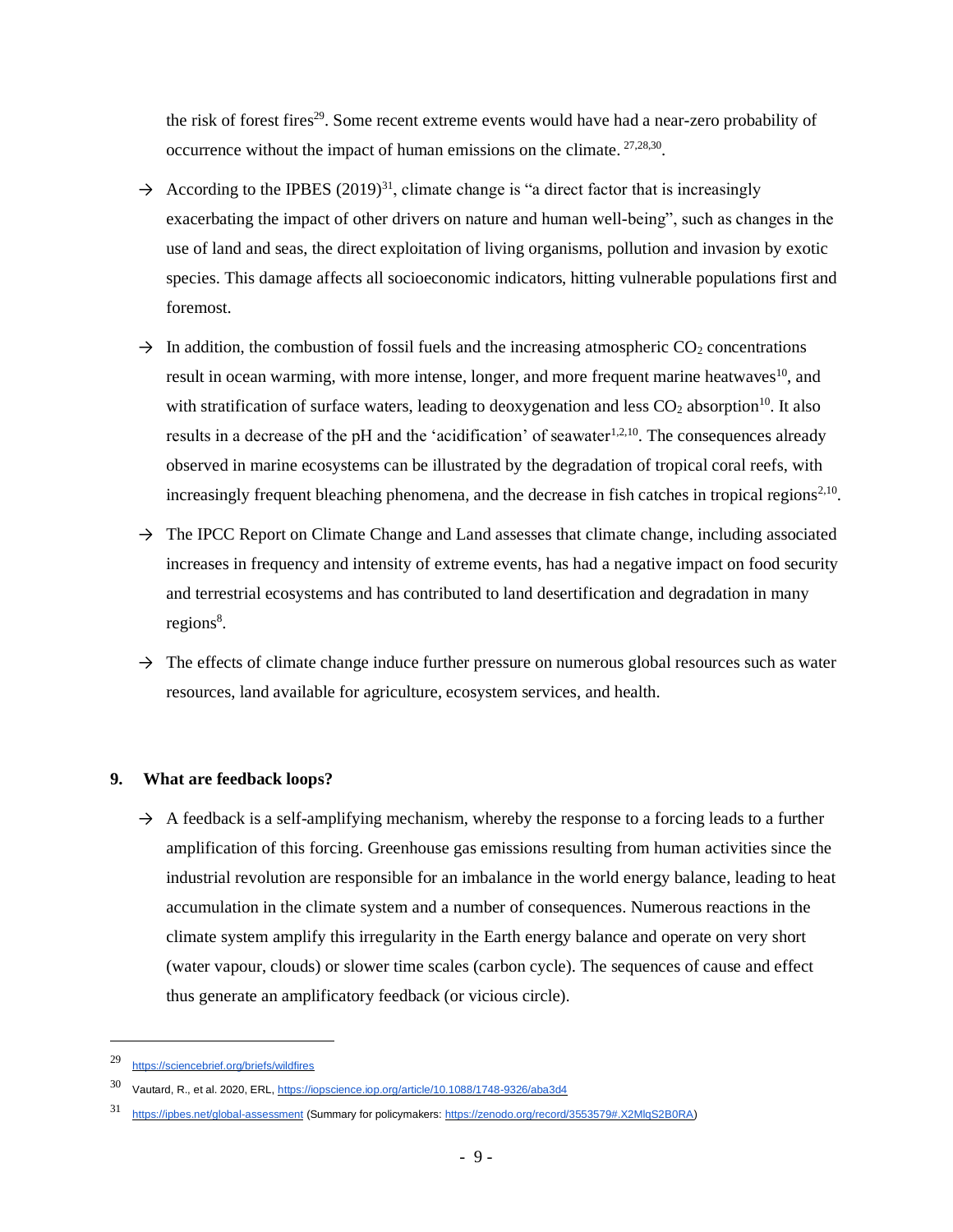the risk of forest fires[29]. Some recent extreme events would have had a near-zero probability of occurrence without the impact of human emissions on the climate. [27,28,30].

→ According to the IPBES (2019)[31], climate change is "a direct factor that is increasingly exacerbating the impact of other drivers on nature and human well-being", such as changes in the use of land and seas, the direct exploitation of living organisms, pollution and invasion by exotic species. This damage affects all socioeconomic indicators, hitting vulnerable populations first and foremost.

→ In addition, the combustion of fossil fuels and the increasing atmospheric $CO_2$ concentrations result in ocean warming, with more intense, longer, and more frequent marine heatwaves[10], and with stratification of surface waters, leading to deoxygenation and less $CO_2$ absorption[10]. It also results in a decrease of the pH and the 'acidification' of seawater[1,2,10]. The consequences already observed in marine ecosystems can be illustrated by the degradation of tropical coral reefs, with increasingly frequent bleaching phenomena, and the decrease in fish catches in tropical regions[2,10].

→ The IPCC Report on Climate Change and Land assesses that climate change, including associated increases in frequency and intensity of extreme events, has had a negative impact on food security and terrestrial ecosystems and has contributed to land desertification and degradation in many regions[8].

→ The effects of climate change induce further pressure on numerous global resources such as water resources, land available for agriculture, ecosystem services, and health.

## 9. What are feedback loops?

→ A feedback is a self-amplifying mechanism, whereby the response to a forcing leads to a further amplification of this forcing. Greenhouse gas emissions resulting from human activities since the industrial revolution are responsible for an imbalance in the world energy balance, leading to heat accumulation in the climate system and a number of consequences. Numerous reactions in the climate system amplify this irregularity in the Earth energy balance and operate on very short (water vapour, clouds) or slower time scales (carbon cycle). The sequences of cause and effect thus generate an amplificatory feedback (or vicious circle).

---

[29] https://sciencebrief.org/briefs/wildfires

[30] Vautard, R., et al. 2020, ERL, https://iopscience.iop.org/article/10.1088/1748-9326/aba3d4

[31] https://ipbes.net/global-assessment (Summary for policymakers: https://zenodo.org/record/3553579#.X2MlqS2B0RA)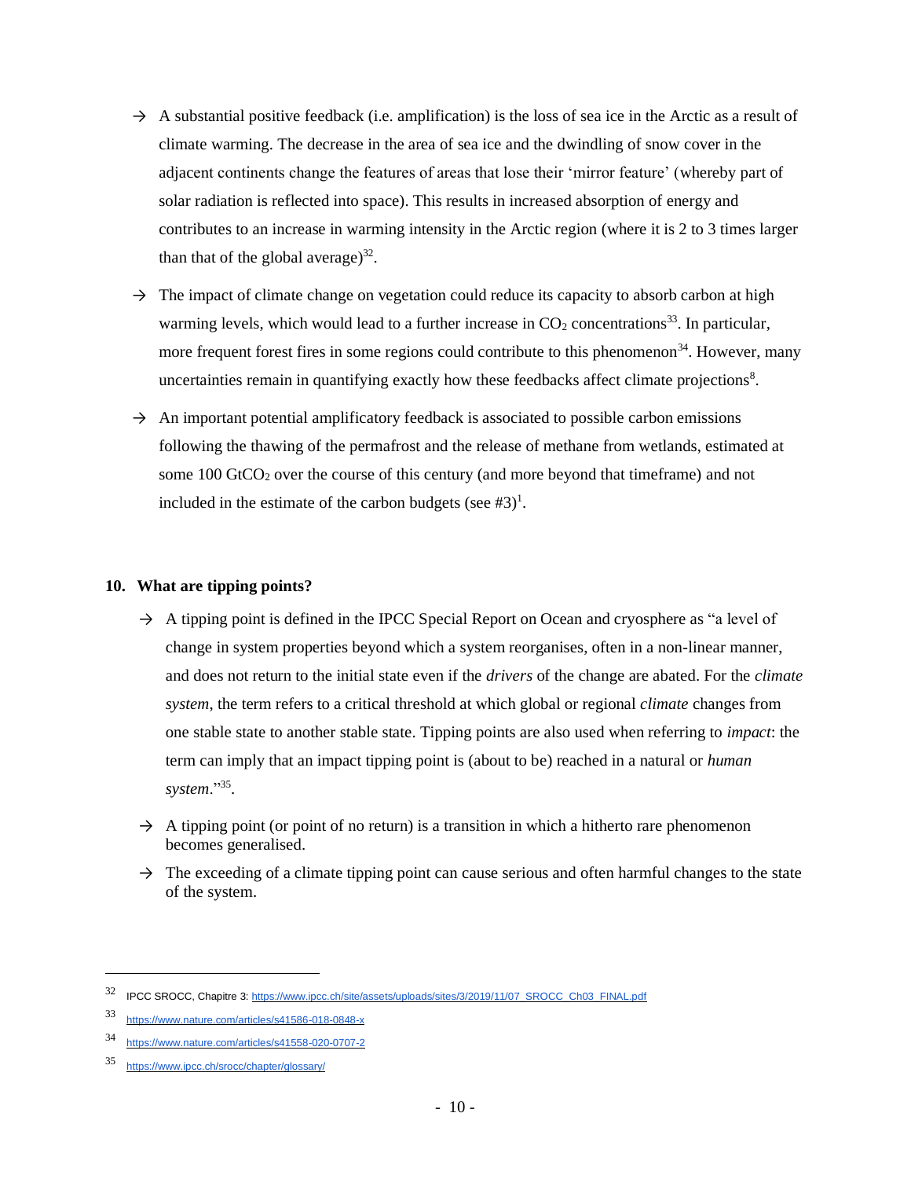- → A substantial positive feedback (i.e. amplification) is the loss of sea ice in the Arctic as a result of climate warming. The decrease in the area of sea ice and the dwindling of snow cover in the adjacent continents change the features of areas that lose their 'mirror feature' (whereby part of solar radiation is reflected into space). This results in increased absorption of energy and contributes to an increase in warming intensity in the Arctic region (where it is 2 to 3 times larger than that of the global average)[32].

- → The impact of climate change on vegetation could reduce its capacity to absorb carbon at high warming levels, which would lead to a further increase in $CO_2$ concentrations[33]. In particular, more frequent forest fires in some regions could contribute to this phenomenon[34]. However, many uncertainties remain in quantifying exactly how these feedbacks affect climate projections[8].

- → An important potential amplificatory feedback is associated to possible carbon emissions following the thawing of the permafrost and the release of methane from wetlands, estimated at some 100 $GtCO_2$ over the course of this century (and more beyond that timeframe) and not included in the estimate of the carbon budgets (see #3)[1].

## 10. What are tipping points?

- → A tipping point is defined in the IPCC Special Report on Ocean and cryosphere as "a level of change in system properties beyond which a system reorganises, often in a non-linear manner, and does not return to the initial state even if the *drivers* of the change are abated. For the *climate system*, the term refers to a critical threshold at which global or regional *climate* changes from one stable state to another stable state. Tipping points are also used when referring to *impact*: the term can imply that an impact tipping point is (about to be) reached in a natural or *human system*."[35].

- → A tipping point (or point of no return) is a transition in which a hitherto rare phenomenon becomes generalised.

- → The exceeding of a climate tipping point can cause serious and often harmful changes to the state of the system.

---

[32] IPCC SROCC, Chapitre 3: https://www.ipcc.ch/site/assets/uploads/sites/3/2019/11/07_SROCC_Ch03_FINAL.pdf

[33] https://www.nature.com/articles/s41586-018-0848-x

[34] https://www.nature.com/articles/s41558-020-0707-2

[35] https://www.ipcc.ch/srocc/chapter/glossary/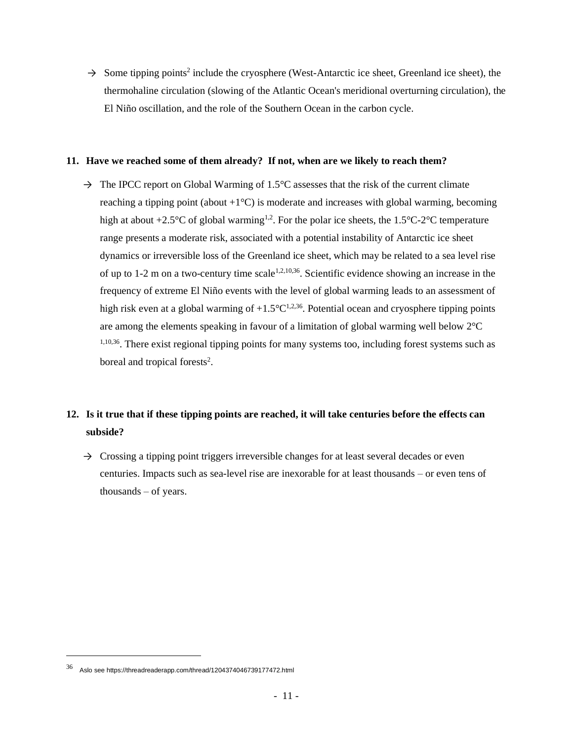→ Some tipping points[2] include the cryosphere (West-Antarctic ice sheet, Greenland ice sheet), the thermohaline circulation (slowing of the Atlantic Ocean's meridional overturning circulation), the El Niño oscillation, and the role of the Southern Ocean in the carbon cycle.

**11. Have we reached some of them already? If not, when are we likely to reach them?**

→ The IPCC report on Global Warming of 1.5°C assesses that the risk of the current climate reaching a tipping point (about +1°C) is moderate and increases with global warming, becoming high at about +2.5°C of global warming[1,2]. For the polar ice sheets, the 1.5°C-2°C temperature range presents a moderate risk, associated with a potential instability of Antarctic ice sheet dynamics or irreversible loss of the Greenland ice sheet, which may be related to a sea level rise of up to 1-2 m on a two-century time scale[1,2,10,36]. Scientific evidence showing an increase in the frequency of extreme El Niño events with the level of global warming leads to an assessment of high risk even at a global warming of +1.5°C[1,2,36]. Potential ocean and cryosphere tipping points are among the elements speaking in favour of a limitation of global warming well below 2°C [1,10,36]. There exist regional tipping points for many systems too, including forest systems such as boreal and tropical forests[2].

**12. Is it true that if these tipping points are reached, it will take centuries before the effects can subside?**

→ Crossing a tipping point triggers irreversible changes for at least several decades or even centuries. Impacts such as sea-level rise are inexorable for at least thousands – or even tens of thousands – of years.

---

[36] Aslo see https://threadreaderapp.com/thread/1204374046739177472.html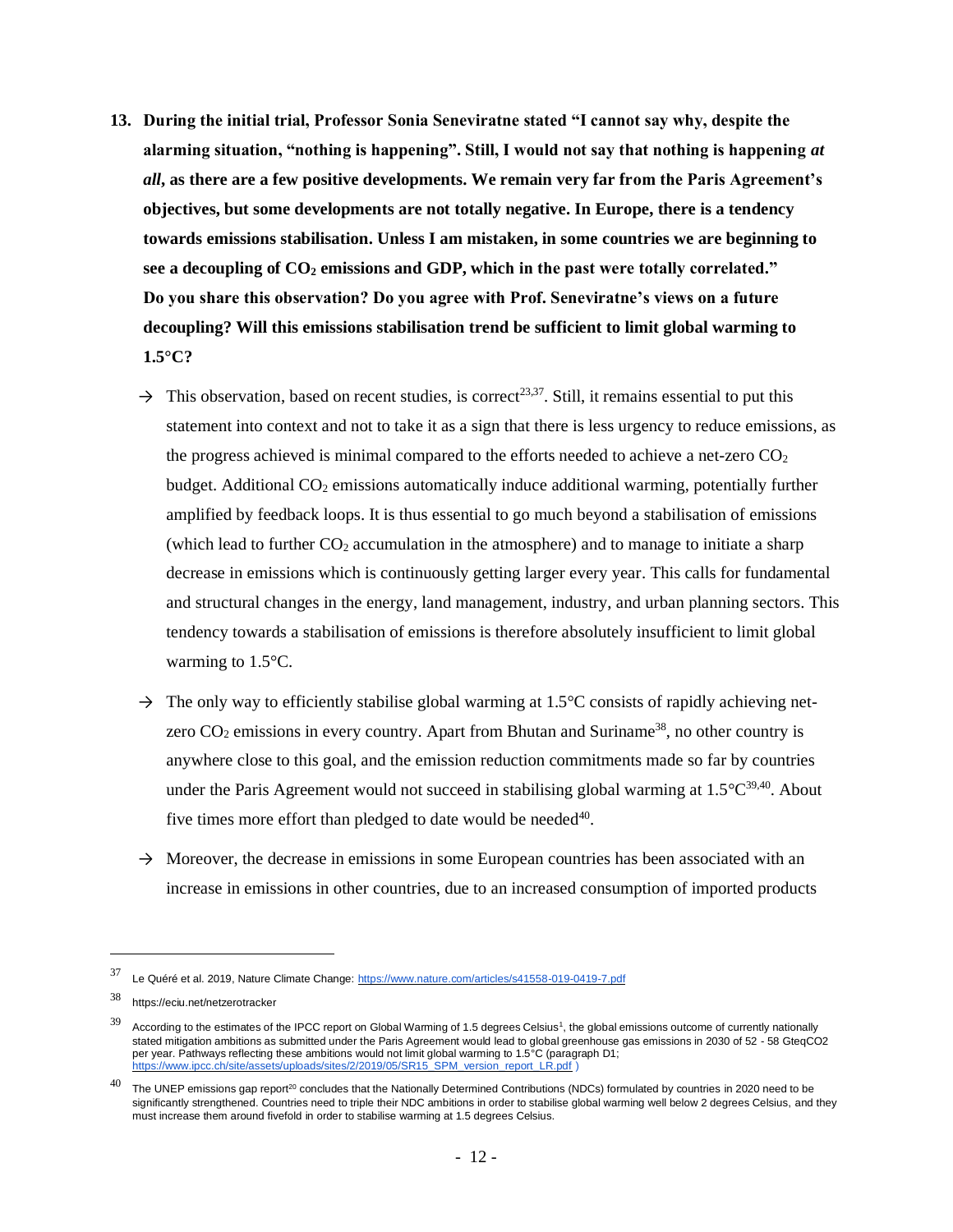**13. During the initial trial, Professor Sonia Seneviratne stated "I cannot say why, despite the alarming situation, "nothing is happening". Still, I would not say that nothing is happening *at all*, as there are a few positive developments. We remain very far from the Paris Agreement's objectives, but some developments are not totally negative. In Europe, there is a tendency towards emissions stabilisation. Unless I am mistaken, in some countries we are beginning to see a decoupling of $CO_2$ emissions and GDP, which in the past were totally correlated." Do you share this observation? Do you agree with Prof. Seneviratne's views on a future decoupling? Will this emissions stabilisation trend be sufficient to limit global warming to 1.5°C?**

→ This observation, based on recent studies, is correct[23,37]. Still, it remains essential to put this statement into context and not to take it as a sign that there is less urgency to reduce emissions, as the progress achieved is minimal compared to the efforts needed to achieve a net-zero $CO_2$ budget. Additional $CO_2$ emissions automatically induce additional warming, potentially further amplified by feedback loops. It is thus essential to go much beyond a stabilisation of emissions (which lead to further $CO_2$ accumulation in the atmosphere) and to manage to initiate a sharp decrease in emissions which is continuously getting larger every year. This calls for fundamental and structural changes in the energy, land management, industry, and urban planning sectors. This tendency towards a stabilisation of emissions is therefore absolutely insufficient to limit global warming to 1.5°C.

→ The only way to efficiently stabilise global warming at 1.5°C consists of rapidly achieving net-zero $CO_2$ emissions in every country. Apart from Bhutan and Suriname[38], no other country is anywhere close to this goal, and the emission reduction commitments made so far by countries under the Paris Agreement would not succeed in stabilising global warming at 1.5°C[39,40]. About five times more effort than pledged to date would be needed[40].

→ Moreover, the decrease in emissions in some European countries has been associated with an increase in emissions in other countries, due to an increased consumption of imported products

---

[37] Le Quéré et al. 2019, Nature Climate Change: https://www.nature.com/articles/s41558-019-0419-7.pdf

[38] https://eciu.net/netzerotracker

[39] According to the estimates of the IPCC report on Global Warming of 1.5 degrees Celsius[1], the global emissions outcome of currently nationally stated mitigation ambitions as submitted under the Paris Agreement would lead to global greenhouse gas emissions in 2030 of 52 - 58 GteqCO2 per year. Pathways reflecting these ambitions would not limit global warming to 1.5°C (paragraph D1; https://www.ipcc.ch/site/assets/uploads/sites/2/2019/05/SR15_SPM_version_report_LR.pdf )

[40] The UNEP emissions gap report[20] concludes that the Nationally Determined Contributions (NDCs) formulated by countries in 2020 need to be significantly strengthened. Countries need to triple their NDC ambitions in order to stabilise global warming well below 2 degrees Celsius, and they must increase them around fivefold in order to stabilise warming at 1.5 degrees Celsius.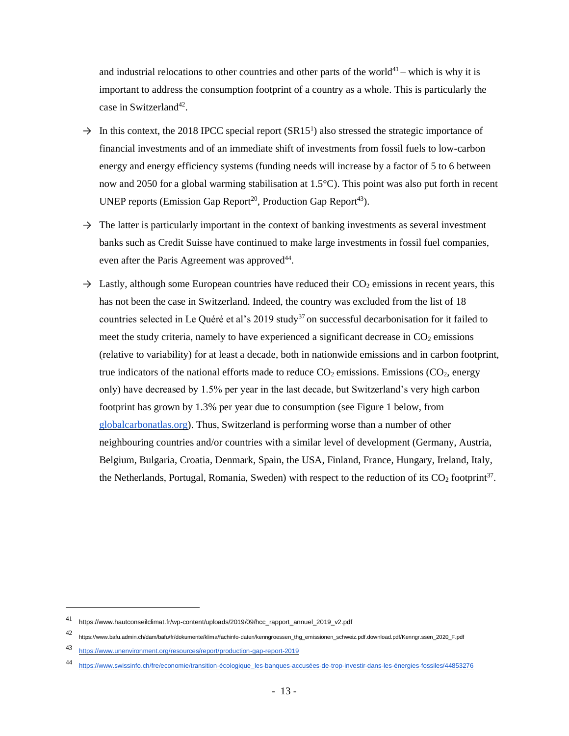and industrial relocations to other countries and other parts of the world[41] – which is why it is important to address the consumption footprint of a country as a whole. This is particularly the case in Switzerland[42].

→ In this context, the 2018 IPCC special report (SR15[1]) also stressed the strategic importance of financial investments and of an immediate shift of investments from fossil fuels to low-carbon energy and energy efficiency systems (funding needs will increase by a factor of 5 to 6 between now and 2050 for a global warming stabilisation at 1.5°C). This point was also put forth in recent UNEP reports (Emission Gap Report[20], Production Gap Report[43]).

→ The latter is particularly important in the context of banking investments as several investment banks such as Credit Suisse have continued to make large investments in fossil fuel companies, even after the Paris Agreement was approved[44].

→ Lastly, although some European countries have reduced their $CO_2$ emissions in recent years, this has not been the case in Switzerland. Indeed, the country was excluded from the list of 18 countries selected in Le Quéré et al's 2019 study[37] on successful decarbonisation for it failed to meet the study criteria, namely to have experienced a significant decrease in $CO_2$ emissions (relative to variability) for at least a decade, both in nationwide emissions and in carbon footprint, true indicators of the national efforts made to reduce $CO_2$ emissions. Emissions ($CO_2$, energy only) have decreased by 1.5% per year in the last decade, but Switzerland's very high carbon footprint has grown by 1.3% per year due to consumption (see Figure 1 below, from [globalcarbonatlas.org](globalcarbonatlas.org)). Thus, Switzerland is performing worse than a number of other neighbouring countries and/or countries with a similar level of development (Germany, Austria, Belgium, Bulgaria, Croatia, Denmark, Spain, the USA, Finland, France, Hungary, Ireland, Italy, the Netherlands, Portugal, Romania, Sweden) with respect to the reduction of its $CO_2$ footprint[37].

---

[41] https://www.hautconseilclimat.fr/wp-content/uploads/2019/09/hcc_rapport_annuel_2019_v2.pdf

[42] https://www.bafu.admin.ch/dam/bafu/fr/dokumente/klima/fachinfo-daten/kenngroessen_thg_emissionen_schweiz.pdf.download.pdf/Kenngr.ssen_2020_F.pdf

[43] https://www.unenvironment.org/resources/report/production-gap-report-2019

[44] https://www.swissinfo.ch/fre/economie/transition-écologique_les-banques-accusées-de-trop-investir-dans-les-énergies-fossiles/44853276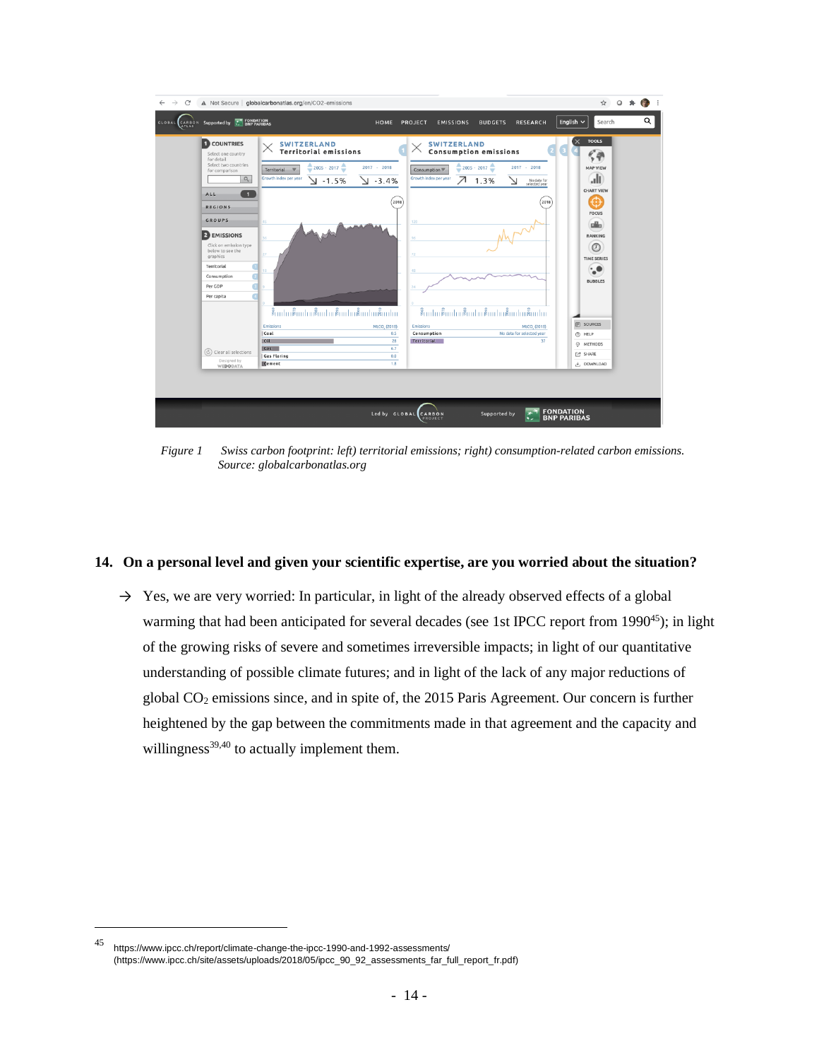*Figure 1 Swiss carbon footprint: left) territorial emissions; right) consumption-related carbon emissions. Source: globalcarbonatlas.org*

**14. On a personal level and given your scientific expertise, are you worried about the situation?**

→ Yes, we are very worried: In particular, in light of the already observed effects of a global warming that had been anticipated for several decades (see 1st IPCC report from 1990[45]); in light of the growing risks of severe and sometimes irreversible impacts; in light of our quantitative understanding of possible climate futures; and in light of the lack of any major reductions of global $CO_2$ emissions since, and in spite of, the 2015 Paris Agreement. Our concern is further heightened by the gap between the commitments made in that agreement and the capacity and willingness[39,40] to actually implement them.

---

45 https://www.ipcc.ch/report/climate-change-the-ipcc-1990-and-1992-assessments/ (https://www.ipcc.ch/site/assets/uploads/2018/05/ipcc_90_92_assessments_far_full_report_fr.pdf)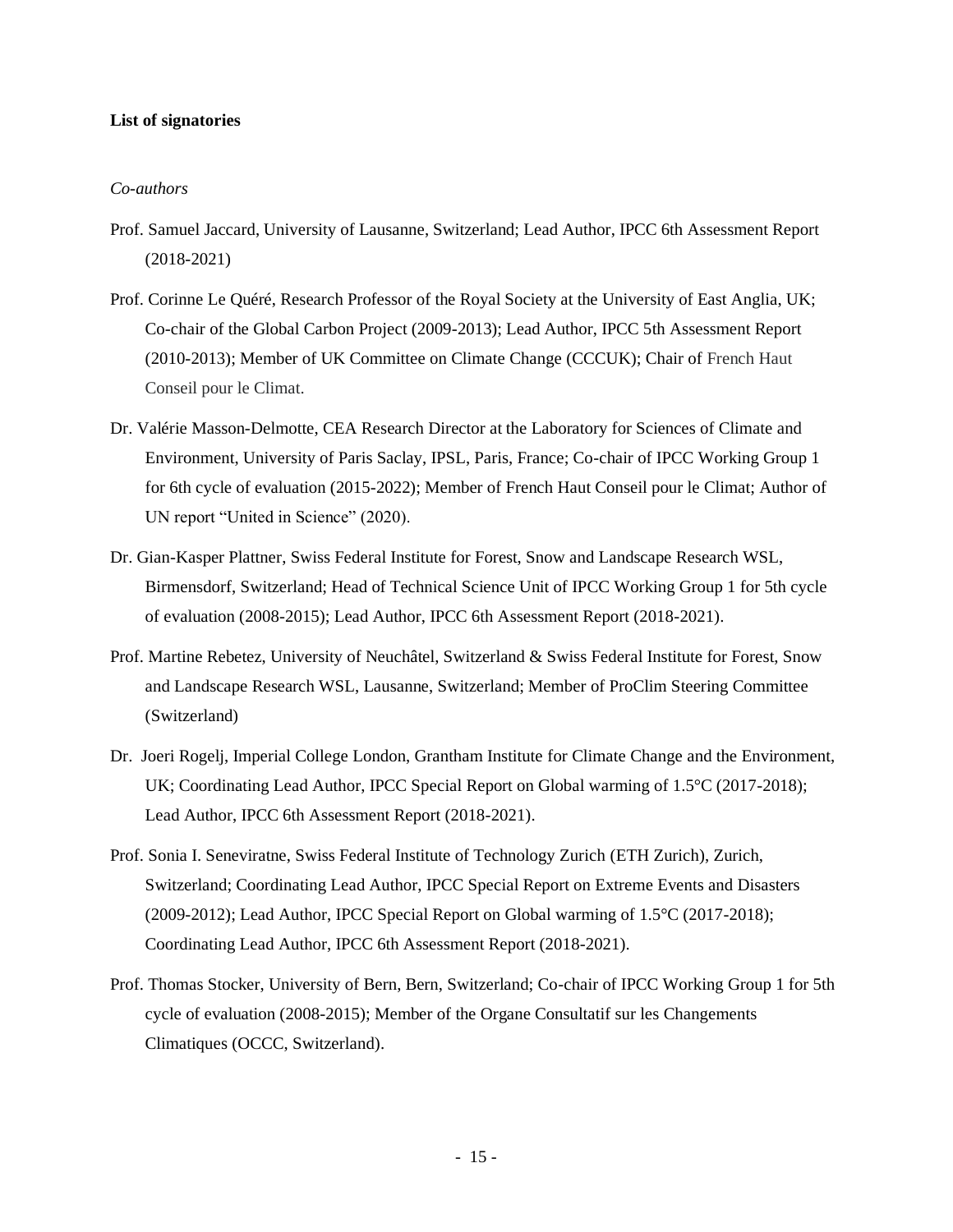**List of signatories**

*Co-authors*

Prof. Samuel Jaccard, University of Lausanne, Switzerland; Lead Author, IPCC 6th Assessment Report (2018-2021)

Prof. Corinne Le Quéré, Research Professor of the Royal Society at the University of East Anglia, UK; Co-chair of the Global Carbon Project (2009-2013); Lead Author, IPCC 5th Assessment Report (2010-2013); Member of UK Committee on Climate Change (CCCUK); Chair of French Haut Conseil pour le Climat.

Dr. Valérie Masson-Delmotte, CEA Research Director at the Laboratory for Sciences of Climate and Environment, University of Paris Saclay, IPSL, Paris, France; Co-chair of IPCC Working Group 1 for 6th cycle of evaluation (2015-2022); Member of French Haut Conseil pour le Climat; Author of UN report "United in Science" (2020).

Dr. Gian-Kasper Plattner, Swiss Federal Institute for Forest, Snow and Landscape Research WSL, Birmensdorf, Switzerland; Head of Technical Science Unit of IPCC Working Group 1 for 5th cycle of evaluation (2008-2015); Lead Author, IPCC 6th Assessment Report (2018-2021).

Prof. Martine Rebetez, University of Neuchâtel, Switzerland & Swiss Federal Institute for Forest, Snow and Landscape Research WSL, Lausanne, Switzerland; Member of ProClim Steering Committee (Switzerland)

Dr. Joeri Rogelj, Imperial College London, Grantham Institute for Climate Change and the Environment, UK; Coordinating Lead Author, IPCC Special Report on Global warming of 1.5°C (2017-2018); Lead Author, IPCC 6th Assessment Report (2018-2021).

Prof. Sonia I. Seneviratne, Swiss Federal Institute of Technology Zurich (ETH Zurich), Zurich, Switzerland; Coordinating Lead Author, IPCC Special Report on Extreme Events and Disasters (2009-2012); Lead Author, IPCC Special Report on Global warming of 1.5°C (2017-2018); Coordinating Lead Author, IPCC 6th Assessment Report (2018-2021).

Prof. Thomas Stocker, University of Bern, Bern, Switzerland; Co-chair of IPCC Working Group 1 for 5th cycle of evaluation (2008-2015); Member of the Organe Consultatif sur les Changements Climatiques (OCCC, Switzerland).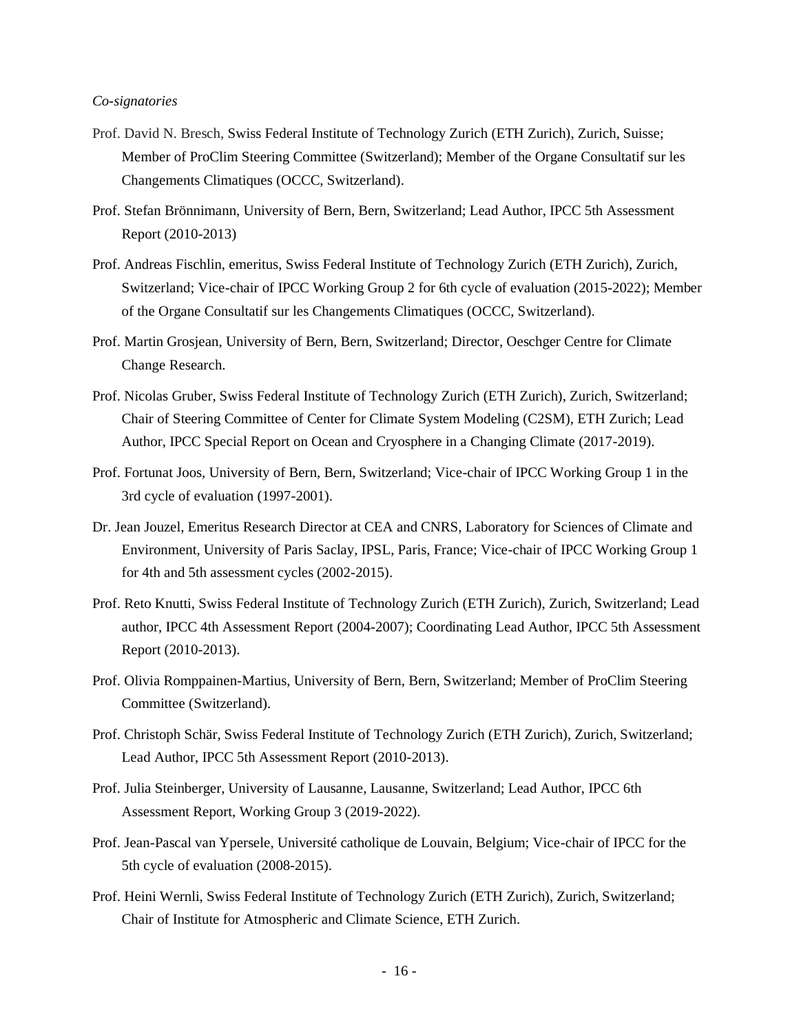*Co-signatories*

Prof. David N. Bresch, Swiss Federal Institute of Technology Zurich (ETH Zurich), Zurich, Suisse; Member of ProClim Steering Committee (Switzerland); Member of the Organe Consultatif sur les Changements Climatiques (OCCC, Switzerland).

Prof. Stefan Brönnimann, University of Bern, Bern, Switzerland; Lead Author, IPCC 5th Assessment Report (2010-2013)

Prof. Andreas Fischlin, emeritus, Swiss Federal Institute of Technology Zurich (ETH Zurich), Zurich, Switzerland; Vice-chair of IPCC Working Group 2 for 6th cycle of evaluation (2015-2022); Member of the Organe Consultatif sur les Changements Climatiques (OCCC, Switzerland).

Prof. Martin Grosjean, University of Bern, Bern, Switzerland; Director, Oeschger Centre for Climate Change Research.

Prof. Nicolas Gruber, Swiss Federal Institute of Technology Zurich (ETH Zurich), Zurich, Switzerland; Chair of Steering Committee of Center for Climate System Modeling (C2SM), ETH Zurich; Lead Author, IPCC Special Report on Ocean and Cryosphere in a Changing Climate (2017-2019).

Prof. Fortunat Joos, University of Bern, Bern, Switzerland; Vice-chair of IPCC Working Group 1 in the 3rd cycle of evaluation (1997-2001).

Dr. Jean Jouzel, Emeritus Research Director at CEA and CNRS, Laboratory for Sciences of Climate and Environment, University of Paris Saclay, IPSL, Paris, France; Vice-chair of IPCC Working Group 1 for 4th and 5th assessment cycles (2002-2015).

Prof. Reto Knutti, Swiss Federal Institute of Technology Zurich (ETH Zurich), Zurich, Switzerland; Lead author, IPCC 4th Assessment Report (2004-2007); Coordinating Lead Author, IPCC 5th Assessment Report (2010-2013).

Prof. Olivia Romppainen-Martius, University of Bern, Bern, Switzerland; Member of ProClim Steering Committee (Switzerland).

Prof. Christoph Schär, Swiss Federal Institute of Technology Zurich (ETH Zurich), Zurich, Switzerland; Lead Author, IPCC 5th Assessment Report (2010-2013).

Prof. Julia Steinberger, University of Lausanne, Lausanne, Switzerland; Lead Author, IPCC 6th Assessment Report, Working Group 3 (2019-2022).

Prof. Jean-Pascal van Ypersele, Université catholique de Louvain, Belgium; Vice-chair of IPCC for the 5th cycle of evaluation (2008-2015).

Prof. Heini Wernli, Swiss Federal Institute of Technology Zurich (ETH Zurich), Zurich, Switzerland; Chair of Institute for Atmospheric and Climate Science, ETH Zurich.